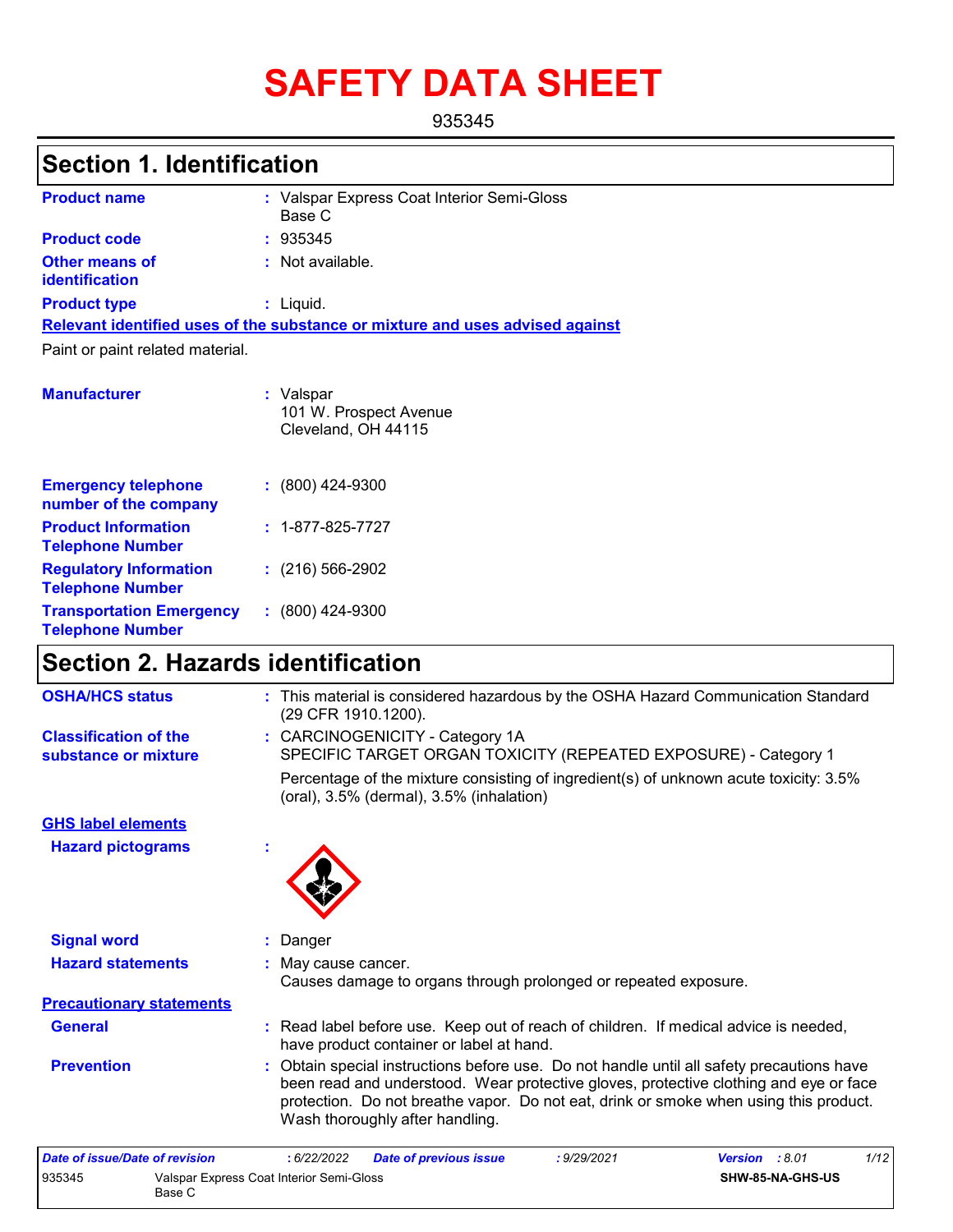# SAFETY DATA SHEET

935345

## Section 1. Identification

| | | |
|---|---|---|
| **Product name** | : | Valspar Express Coat Interior Semi-Gloss Base C |
| **Product code** | : | 935345 |
| **Other means of identification** | : | Not available. |
| **Product type** | : | Liquid. |

**Relevant identified uses of the substance or mixture and uses advised against**

Paint or paint related material.

| | | |
|---|---|---|
| **Manufacturer** | : | Valspar<br>101 W. Prospect Avenue<br>Cleveland, OH 44115 |
| **Emergency telephone number of the company** | : | (800) 424-9300 |
| **Product Information Telephone Number** | : | 1-877-825-7727 |
| **Regulatory Information Telephone Number** | : | (216) 566-2902 |
| **Transportation Emergency Telephone Number** | : | (800) 424-9300 |

## Section 2. Hazards identification

| | | |
|---|---|---|
| **OSHA/HCS status** | : | This material is considered hazardous by the OSHA Hazard Communication Standard (29 CFR 1910.1200). |
| **Classification of the substance or mixture** | : | CARCINOGENICITY - Category 1A<br>SPECIFIC TARGET ORGAN TOXICITY (REPEATED EXPOSURE) - Category 1<br>Percentage of the mixture consisting of ingredient(s) of unknown acute toxicity: 3.5% (oral), 3.5% (dermal), 3.5% (inhalation) |

**GHS label elements**

| | | |
|---|---|---|
| **Hazard pictograms** | : | |
| **Signal word** | : | Danger |
| **Hazard statements** | : | May cause cancer.<br>Causes damage to organs through prolonged or repeated exposure. |

**Precautionary statements**

| | | |
|---|---|---|
| **General** | : | Read label before use. Keep out of reach of children. If medical advice is needed, have product container or label at hand. |
| **Prevention** | : | Obtain special instructions before use. Do not handle until all safety precautions have been read and understood. Wear protective gloves, protective clothing and eye or face protection. Do not breathe vapor. Do not eat, drink or smoke when using this product. Wash thoroughly after handling. |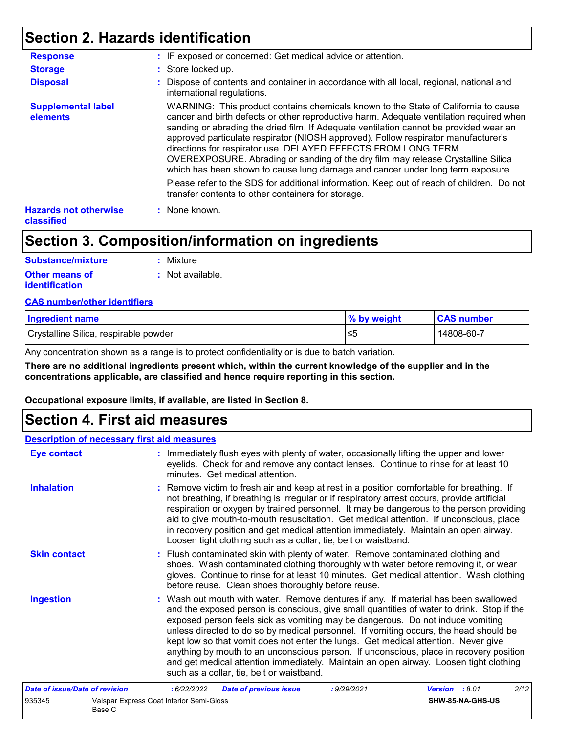## Section 2. Hazards identification

**Response** : IF exposed or concerned: Get medical advice or attention.

**Storage** : Store locked up.

**Disposal** : Dispose of contents and container in accordance with all local, regional, national and international regulations.

**Supplemental label elements**

WARNING: This product contains chemicals known to the State of California to cause cancer and birth defects or other reproductive harm. Adequate ventilation required when sanding or abrading the dried film. If Adequate ventilation cannot be provided wear an approved particulate respirator (NIOSH approved). Follow respirator manufacturer's directions for respirator use. DELAYED EFFECTS FROM LONG TERM OVEREXPOSURE. Abrading or sanding of the dry film may release Crystalline Silica which has been shown to cause lung damage and cancer under long term exposure.

Please refer to the SDS for additional information. Keep out of reach of children. Do not transfer contents to other containers for storage.

**Hazards not otherwise classified** : None known.

## Section 3. Composition/information on ingredients

**Substance/mixture** : Mixture

**Other means of identification** : Not available.

**CAS number/other identifiers**

| Ingredient name | % by weight | CAS number |
|---|---|---|
| Crystalline Silica, respirable powder | ≤5 | 14808-60-7 |

Any concentration shown as a range is to protect confidentiality or is due to batch variation.

**There are no additional ingredients present which, within the current knowledge of the supplier and in the concentrations applicable, are classified and hence require reporting in this section.**

**Occupational exposure limits, if available, are listed in Section 8.**

## Section 4. First aid measures

**Description of necessary first aid measures**

**Eye contact** : Immediately flush eyes with plenty of water, occasionally lifting the upper and lower eyelids. Check for and remove any contact lenses. Continue to rinse for at least 10 minutes. Get medical attention.

**Inhalation** : Remove victim to fresh air and keep at rest in a position comfortable for breathing. If not breathing, if breathing is irregular or if respiratory arrest occurs, provide artificial respiration or oxygen by trained personnel. It may be dangerous to the person providing aid to give mouth-to-mouth resuscitation. Get medical attention. If unconscious, place in recovery position and get medical attention immediately. Maintain an open airway. Loosen tight clothing such as a collar, tie, belt or waistband.

**Skin contact** : Flush contaminated skin with plenty of water. Remove contaminated clothing and shoes. Wash contaminated clothing thoroughly with water before removing it, or wear gloves. Continue to rinse for at least 10 minutes. Get medical attention. Wash clothing before reuse. Clean shoes thoroughly before reuse.

**Ingestion** : Wash out mouth with water. Remove dentures if any. If material has been swallowed and the exposed person is conscious, give small quantities of water to drink. Stop if the exposed person feels sick as vomiting may be dangerous. Do not induce vomiting unless directed to do so by medical personnel. If vomiting occurs, the head should be kept low so that vomit does not enter the lungs. Get medical attention. Never give anything by mouth to an unconscious person. If unconscious, place in recovery position and get medical attention immediately. Maintain an open airway. Loosen tight clothing such as a collar, tie, belt or waistband.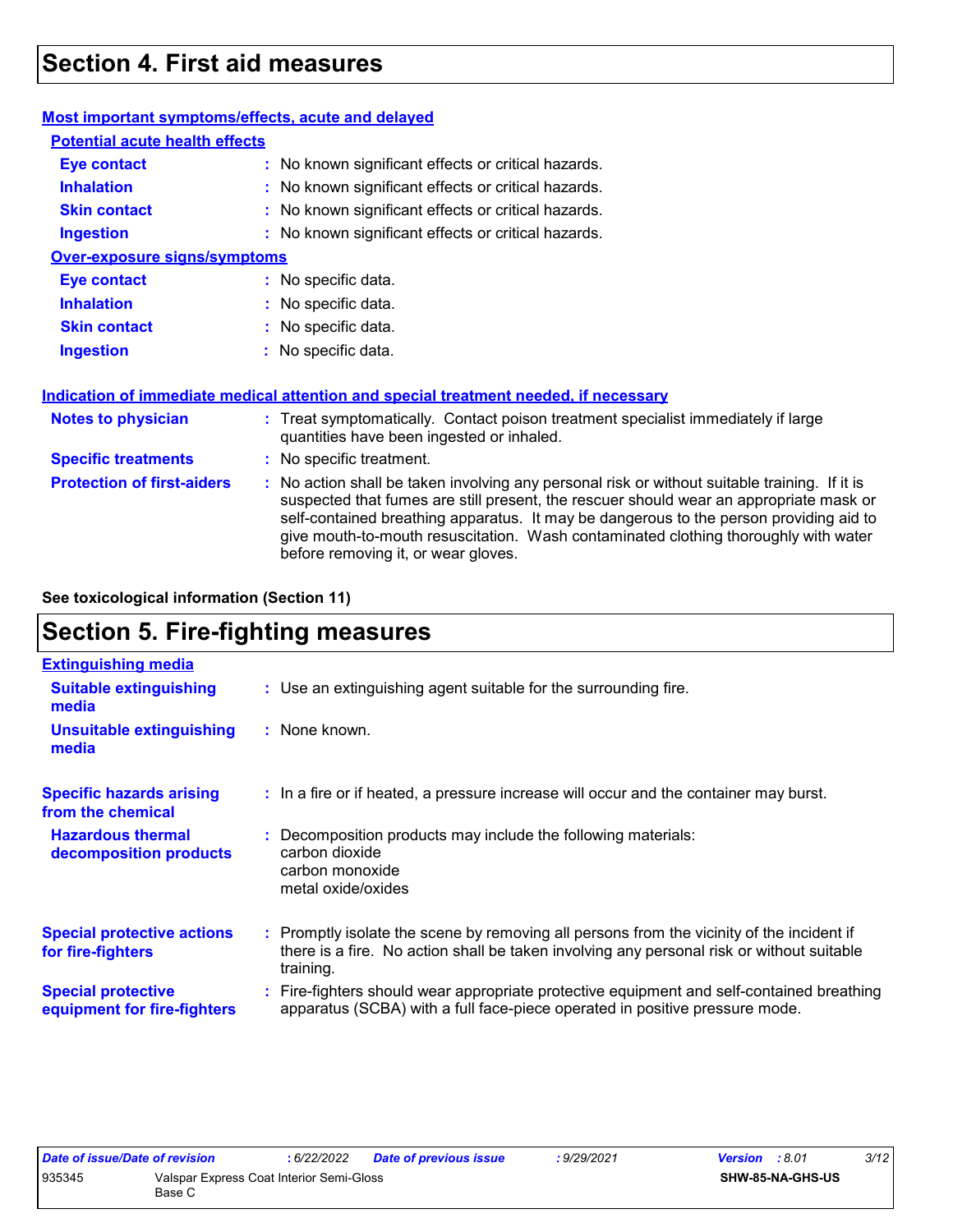# Section 4. First aid measures

**Most important symptoms/effects, acute and delayed**

**Potential acute health effects**

| | |
|---|---|
| **Eye contact** | : No known significant effects or critical hazards. |
| **Inhalation** | : No known significant effects or critical hazards. |
| **Skin contact** | : No known significant effects or critical hazards. |
| **Ingestion** | : No known significant effects or critical hazards. |

**Over-exposure signs/symptoms**

| | |
|---|---|
| **Eye contact** | : No specific data. |
| **Inhalation** | : No specific data. |
| **Skin contact** | : No specific data. |
| **Ingestion** | : No specific data. |

**Indication of immediate medical attention and special treatment needed, if necessary**

| | |
|---|---|
| **Notes to physician** | : Treat symptomatically. Contact poison treatment specialist immediately if large quantities have been ingested or inhaled. |
| **Specific treatments** | : No specific treatment. |
| **Protection of first-aiders** | : No action shall be taken involving any personal risk or without suitable training. If it is suspected that fumes are still present, the rescuer should wear an appropriate mask or self-contained breathing apparatus. It may be dangerous to the person providing aid to give mouth-to-mouth resuscitation. Wash contaminated clothing thoroughly with water before removing it, or wear gloves. |

**See toxicological information (Section 11)**

# Section 5. Fire-fighting measures

**Extinguishing media**

| | |
|---|---|
| **Suitable extinguishing media** | : Use an extinguishing agent suitable for the surrounding fire. |
| **Unsuitable extinguishing media** | : None known. |
| **Specific hazards arising from the chemical** | : In a fire or if heated, a pressure increase will occur and the container may burst. |
| **Hazardous thermal decomposition products** | : Decomposition products may include the following materials:<br>carbon dioxide<br>carbon monoxide<br>metal oxide/oxides |
| **Special protective actions for fire-fighters** | : Promptly isolate the scene by removing all persons from the vicinity of the incident if there is a fire. No action shall be taken involving any personal risk or without suitable training. |
| **Special protective equipment for fire-fighters** | : Fire-fighters should wear appropriate protective equipment and self-contained breathing apparatus (SCBA) with a full face-piece operated in positive pressure mode. |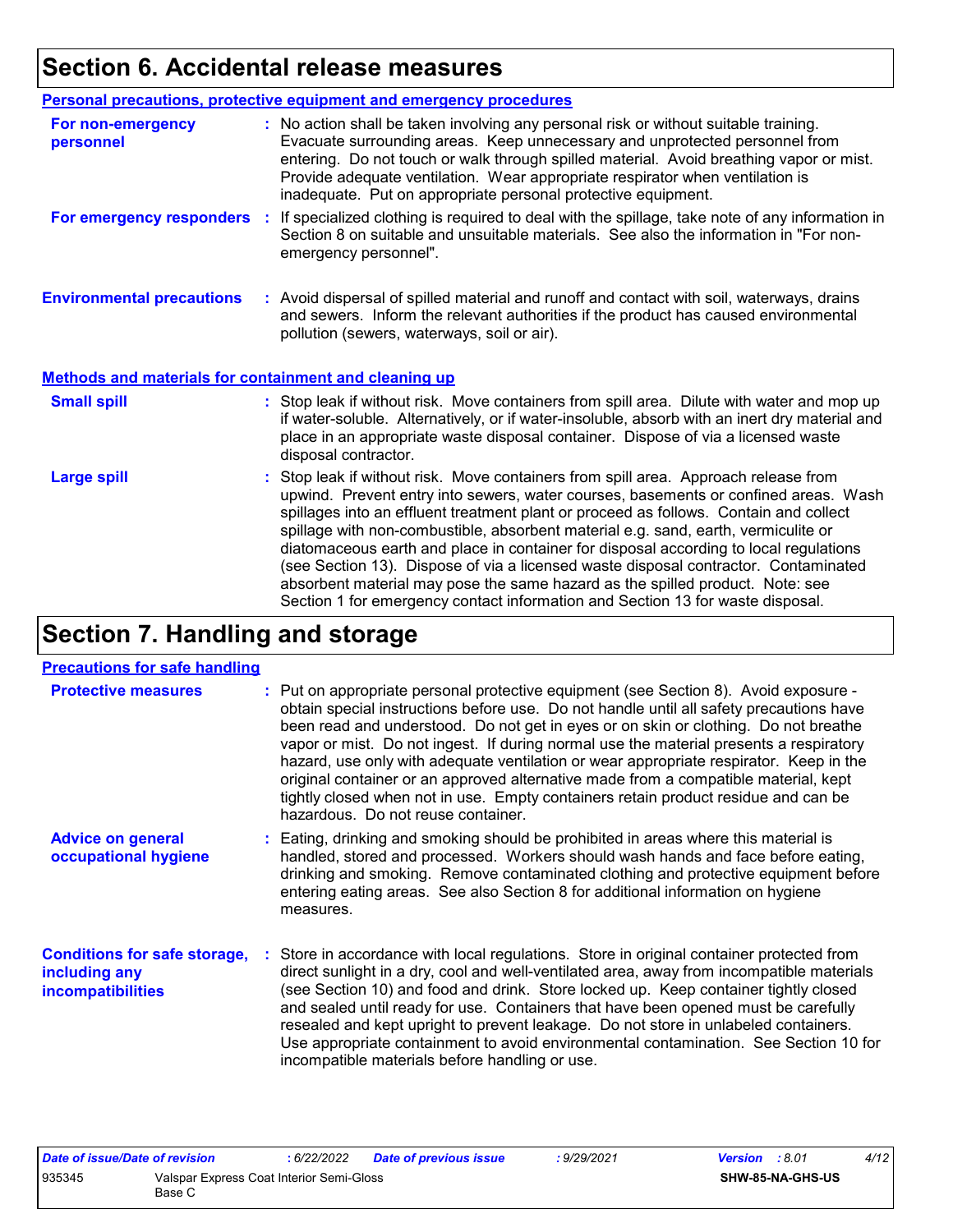# Section 6. Accidental release measures

## Personal precautions, protective equipment and emergency procedures

**For non-emergency personnel** : No action shall be taken involving any personal risk or without suitable training. Evacuate surrounding areas. Keep unnecessary and unprotected personnel from entering. Do not touch or walk through spilled material. Avoid breathing vapor or mist. Provide adequate ventilation. Wear appropriate respirator when ventilation is inadequate. Put on appropriate personal protective equipment.

**For emergency responders** : If specialized clothing is required to deal with the spillage, take note of any information in Section 8 on suitable and unsuitable materials. See also the information in "For non-emergency personnel".

**Environmental precautions** : Avoid dispersal of spilled material and runoff and contact with soil, waterways, drains and sewers. Inform the relevant authorities if the product has caused environmental pollution (sewers, waterways, soil or air).

## Methods and materials for containment and cleaning up

**Small spill** : Stop leak if without risk. Move containers from spill area. Dilute with water and mop up if water-soluble. Alternatively, or if water-insoluble, absorb with an inert dry material and place in an appropriate waste disposal container. Dispose of via a licensed waste disposal contractor.

**Large spill** : Stop leak if without risk. Move containers from spill area. Approach release from upwind. Prevent entry into sewers, water courses, basements or confined areas. Wash spillages into an effluent treatment plant or proceed as follows. Contain and collect spillage with non-combustible, absorbent material e.g. sand, earth, vermiculite or diatomaceous earth and place in container for disposal according to local regulations (see Section 13). Dispose of via a licensed waste disposal contractor. Contaminated absorbent material may pose the same hazard as the spilled product. Note: see Section 1 for emergency contact information and Section 13 for waste disposal.

# Section 7. Handling and storage

## Precautions for safe handling

**Protective measures** : Put on appropriate personal protective equipment (see Section 8). Avoid exposure - obtain special instructions before use. Do not handle until all safety precautions have been read and understood. Do not get in eyes or on skin or clothing. Do not breathe vapor or mist. Do not ingest. If during normal use the material presents a respiratory hazard, use only with adequate ventilation or wear appropriate respirator. Keep in the original container or an approved alternative made from a compatible material, kept tightly closed when not in use. Empty containers retain product residue and can be hazardous. Do not reuse container.

**Advice on general occupational hygiene** : Eating, drinking and smoking should be prohibited in areas where this material is handled, stored and processed. Workers should wash hands and face before eating, drinking and smoking. Remove contaminated clothing and protective equipment before entering eating areas. See also Section 8 for additional information on hygiene measures.

**Conditions for safe storage, including any incompatibilities** : Store in accordance with local regulations. Store in original container protected from direct sunlight in a dry, cool and well-ventilated area, away from incompatible materials (see Section 10) and food and drink. Store locked up. Keep container tightly closed and sealed until ready for use. Containers that have been opened must be carefully resealed and kept upright to prevent leakage. Do not store in unlabeled containers. Use appropriate containment to avoid environmental contamination. See Section 10 for incompatible materials before handling or use.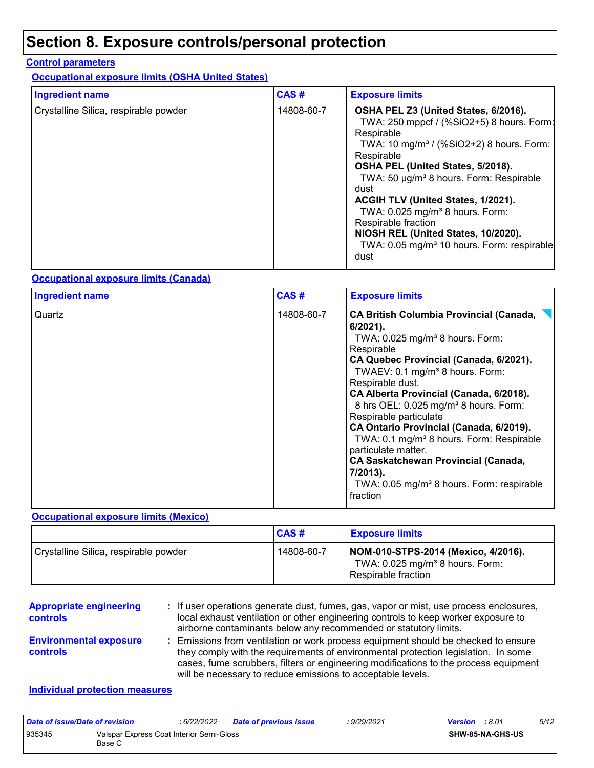# Section 8. Exposure controls/personal protection

## Control parameters

### Occupational exposure limits (OSHA United States)

| Ingredient name | CAS # | Exposure limits |
|---|---|---|
| Crystalline Silica, respirable powder | 14808-60-7 | **OSHA PEL Z3 (United States, 6/2016).**<br>TWA: 250 mppcf / (%SiO2+5) 8 hours. Form: Respirable<br>TWA: 10 mg/m³ / (%SiO2+2) 8 hours. Form: Respirable<br>**OSHA PEL (United States, 5/2018).**<br>TWA: 50 µg/m³ 8 hours. Form: Respirable dust<br>**ACGIH TLV (United States, 1/2021).**<br>TWA: 0.025 mg/m³ 8 hours. Form: Respirable fraction<br>**NIOSH REL (United States, 10/2020).**<br>TWA: 0.05 mg/m³ 10 hours. Form: respirable dust |

### Occupational exposure limits (Canada)

| Ingredient name | CAS # | Exposure limits |
|---|---|---|
| Quartz | 14808-60-7 | **CA British Columbia Provincial (Canada, 6/2021).**<br>TWA: 0.025 mg/m³ 8 hours. Form: Respirable<br>**CA Quebec Provincial (Canada, 6/2021).**<br>TWAEV: 0.1 mg/m³ 8 hours. Form: Respirable dust.<br>**CA Alberta Provincial (Canada, 6/2018).**<br>8 hrs OEL: 0.025 mg/m³ 8 hours. Form: Respirable particulate<br>**CA Ontario Provincial (Canada, 6/2019).**<br>TWA: 0.1 mg/m³ 8 hours. Form: Respirable particulate matter.<br>**CA Saskatchewan Provincial (Canada, 7/2013).**<br>TWA: 0.05 mg/m³ 8 hours. Form: respirable fraction |

### Occupational exposure limits (Mexico)

| | CAS # | Exposure limits |
|---|---|---|
| Crystalline Silica, respirable powder | 14808-60-7 | **NOM-010-STPS-2014 (Mexico, 4/2016).**<br>TWA: 0.025 mg/m³ 8 hours. Form: Respirable fraction |

**Appropriate engineering controls** : If user operations generate dust, fumes, gas, vapor or mist, use process enclosures, local exhaust ventilation or other engineering controls to keep worker exposure to airborne contaminants below any recommended or statutory limits.

**Environmental exposure controls** : Emissions from ventilation or work process equipment should be checked to ensure they comply with the requirements of environmental protection legislation. In some cases, fume scrubbers, filters or engineering modifications to the process equipment will be necessary to reduce emissions to acceptable levels.

## Individual protection measures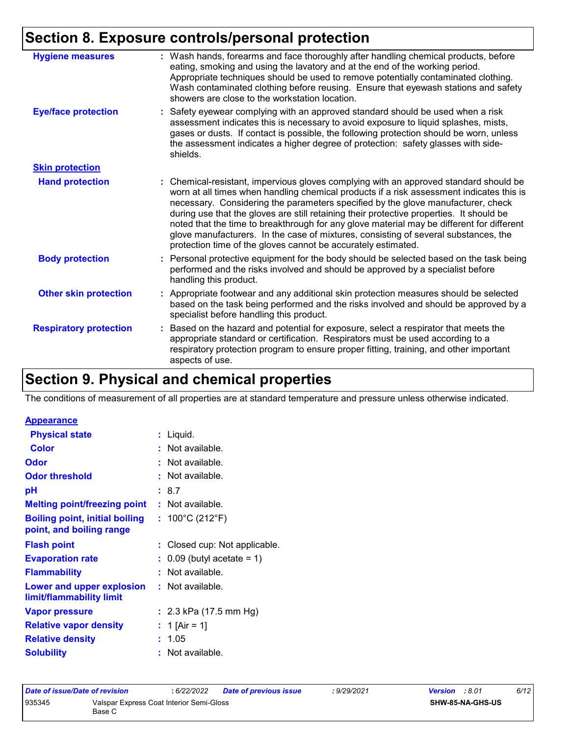## Section 8. Exposure controls/personal protection

| | |
|---|---|
| **Hygiene measures** | : Wash hands, forearms and face thoroughly after handling chemical products, before eating, smoking and using the lavatory and at the end of the working period. Appropriate techniques should be used to remove potentially contaminated clothing. Wash contaminated clothing before reusing. Ensure that eyewash stations and safety showers are close to the workstation location. |
| **Eye/face protection** | : Safety eyewear complying with an approved standard should be used when a risk assessment indicates this is necessary to avoid exposure to liquid splashes, mists, gases or dusts. If contact is possible, the following protection should be worn, unless the assessment indicates a higher degree of protection: safety glasses with side-shields. |

**Skin protection**

| | |
|---|---|
| **Hand protection** | : Chemical-resistant, impervious gloves complying with an approved standard should be worn at all times when handling chemical products if a risk assessment indicates this is necessary. Considering the parameters specified by the glove manufacturer, check during use that the gloves are still retaining their protective properties. It should be noted that the time to breakthrough for any glove material may be different for different glove manufacturers. In the case of mixtures, consisting of several substances, the protection time of the gloves cannot be accurately estimated. |
| **Body protection** | : Personal protective equipment for the body should be selected based on the task being performed and the risks involved and should be approved by a specialist before handling this product. |
| **Other skin protection** | : Appropriate footwear and any additional skin protection measures should be selected based on the task being performed and the risks involved and should be approved by a specialist before handling this product. |
| **Respiratory protection** | : Based on the hazard and potential for exposure, select a respirator that meets the appropriate standard or certification. Respirators must be used according to a respiratory protection program to ensure proper fitting, training, and other important aspects of use. |

## Section 9. Physical and chemical properties

The conditions of measurement of all properties are at standard temperature and pressure unless otherwise indicated.

**Appearance**

| | |
|---|---|
| **Physical state** | : Liquid. |
| **Color** | : Not available. |
| **Odor** | : Not available. |
| **Odor threshold** | : Not available. |
| **pH** | : 8.7 |
| **Melting point/freezing point** | : Not available. |
| **Boiling point, initial boiling point, and boiling range** | : 100°C (212°F) |
| **Flash point** | : Closed cup: Not applicable. |
| **Evaporation rate** | : 0.09 (butyl acetate = 1) |
| **Flammability** | : Not available. |
| **Lower and upper explosion limit/flammability limit** | : Not available. |
| **Vapor pressure** | : 2.3 kPa (17.5 mm Hg) |
| **Relative vapor density** | : 1 [Air = 1] |
| **Relative density** | : 1.05 |
| **Solubility** | : Not available. |

| | | | | |
|---|---|---|---|---|
| *Date of issue/Date of revision* | : 6/22/2022 | *Date of previous issue* | : 9/29/2021 | *Version* : 8.01 |
| 935345 | Valspar Express Coat Interior Semi-Gloss Base C | | | SHW-85-NA-GHS-US |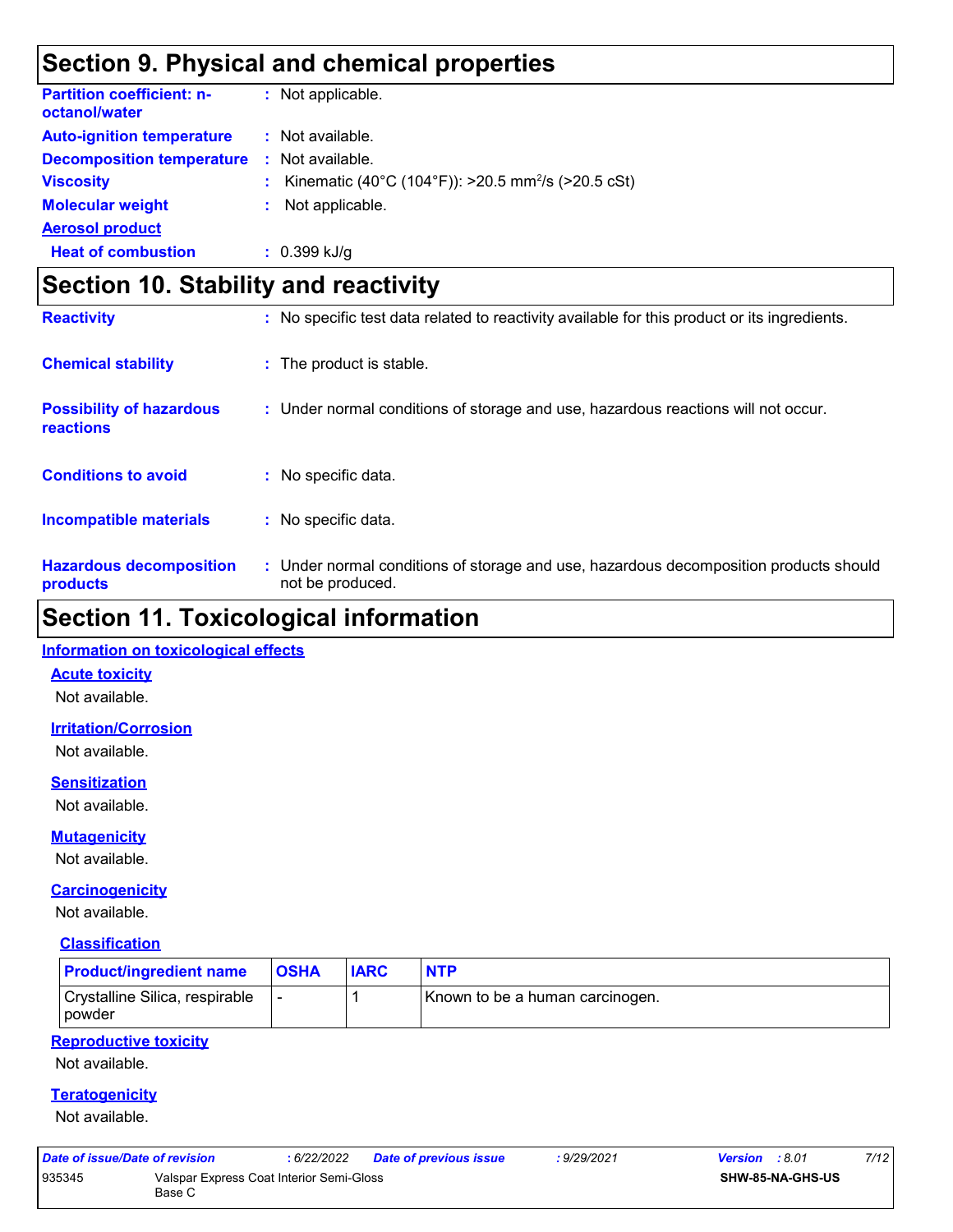## Section 9. Physical and chemical properties

| | |
|---|---|
| **Partition coefficient: n-octanol/water** | : Not applicable. |
| **Auto-ignition temperature** | : Not available. |
| **Decomposition temperature** | : Not available. |
| **Viscosity** | : Kinematic (40°C (104°F)): >20.5 $mm^2/s$ (>20.5 cSt) |
| **Molecular weight** | : Not applicable. |

**Aerosol product**

| | |
|---|---|
| **Heat of combustion** | : 0.399 kJ/g |

## Section 10. Stability and reactivity

| | |
|---|---|
| **Reactivity** | : No specific test data related to reactivity available for this product or its ingredients. |
| **Chemical stability** | : The product is stable. |
| **Possibility of hazardous reactions** | : Under normal conditions of storage and use, hazardous reactions will not occur. |
| **Conditions to avoid** | : No specific data. |
| **Incompatible materials** | : No specific data. |
| **Hazardous decomposition products** | : Under normal conditions of storage and use, hazardous decomposition products should not be produced. |

## Section 11. Toxicological information

### Information on toxicological effects

#### Acute toxicity

Not available.

#### Irritation/Corrosion

Not available.

#### Sensitization

Not available.

#### Mutagenicity

Not available.

#### Carcinogenicity

Not available.

##### Classification

| Product/ingredient name | OSHA | IARC | NTP |
|---|---|---|---|
| Crystalline Silica, respirable powder | - | 1 | Known to be a human carcinogen. |

#### Reproductive toxicity

Not available.

#### Teratogenicity

Not available.

| | | | |
|---|---|---|---|
| *Date of issue/Date of revision* | : 6/22/2022 | *Date of previous issue* | : 9/29/2021 |
| *Version* | : 8.01 | | |
| 935345 | Valspar Express Coat Interior Semi-Gloss Base C | | SHW-85-NA-GHS-US |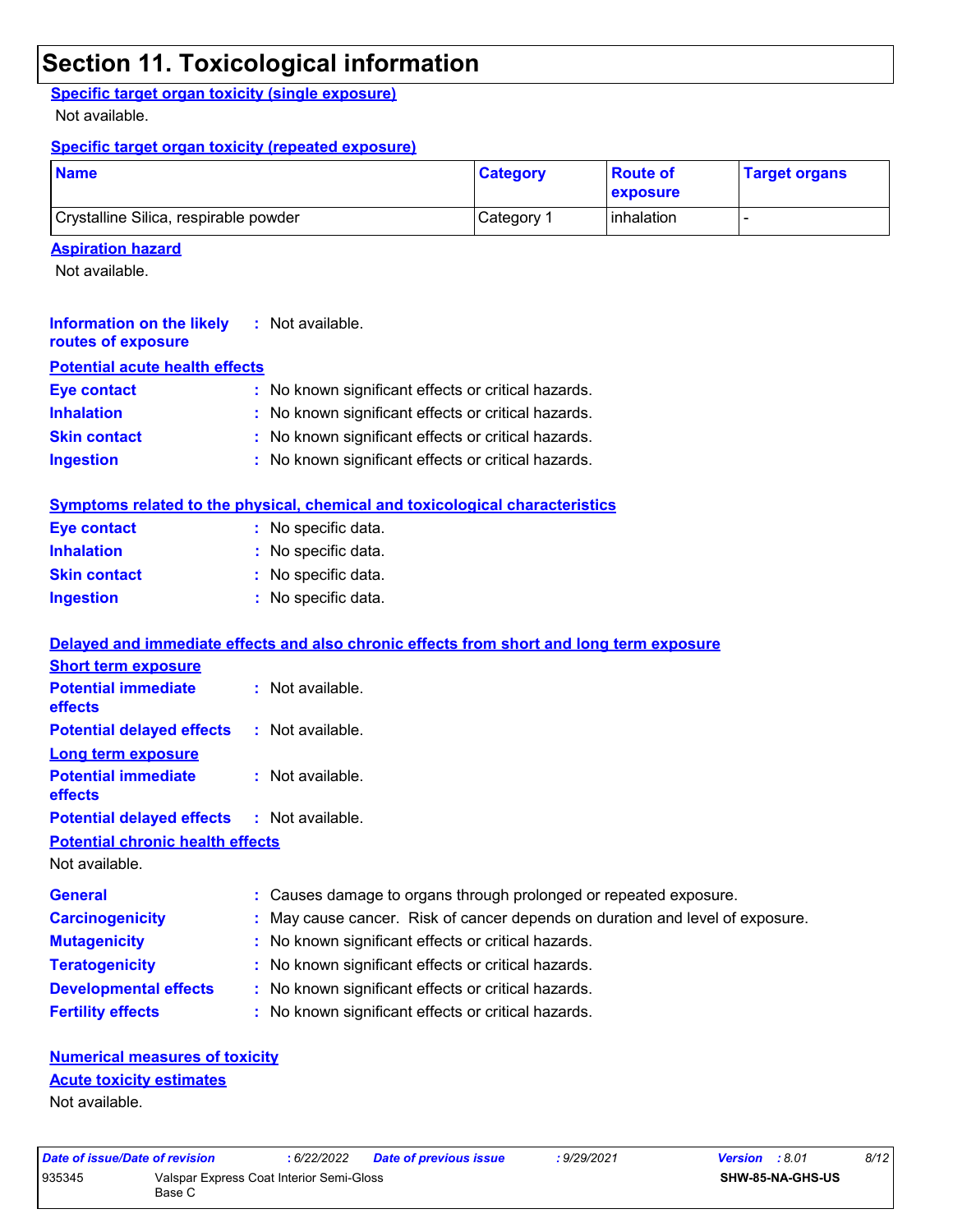# Section 11. Toxicological information

**Specific target organ toxicity (single exposure)**

Not available.

**Specific target organ toxicity (repeated exposure)**

| Name | Category | Route of exposure | Target organs |
| --- | --- | --- | --- |
| Crystalline Silica, respirable powder | Category 1 | inhalation | - |

**Aspiration hazard**

Not available.

**Information on the likely routes of exposure** : Not available.

**Potential acute health effects**

**Eye contact** : No known significant effects or critical hazards.

**Inhalation** : No known significant effects or critical hazards.

**Skin contact** : No known significant effects or critical hazards.

**Ingestion** : No known significant effects or critical hazards.

**Symptoms related to the physical, chemical and toxicological characteristics**

**Eye contact** : No specific data.

**Inhalation** : No specific data.

**Skin contact** : No specific data.

**Ingestion** : No specific data.

**Delayed and immediate effects and also chronic effects from short and long term exposure**

**Short term exposure**

**Potential immediate effects** : Not available.

**Potential delayed effects** : Not available.

**Long term exposure**

**Potential immediate effects** : Not available.

**Potential delayed effects** : Not available.

**Potential chronic health effects**

Not available.

**General** : Causes damage to organs through prolonged or repeated exposure.

**Carcinogenicity** : May cause cancer. Risk of cancer depends on duration and level of exposure.

**Mutagenicity** : No known significant effects or critical hazards.

**Teratogenicity** : No known significant effects or critical hazards.

**Developmental effects** : No known significant effects or critical hazards.

**Fertility effects** : No known significant effects or critical hazards.

**Numerical measures of toxicity**

**Acute toxicity estimates**

Not available.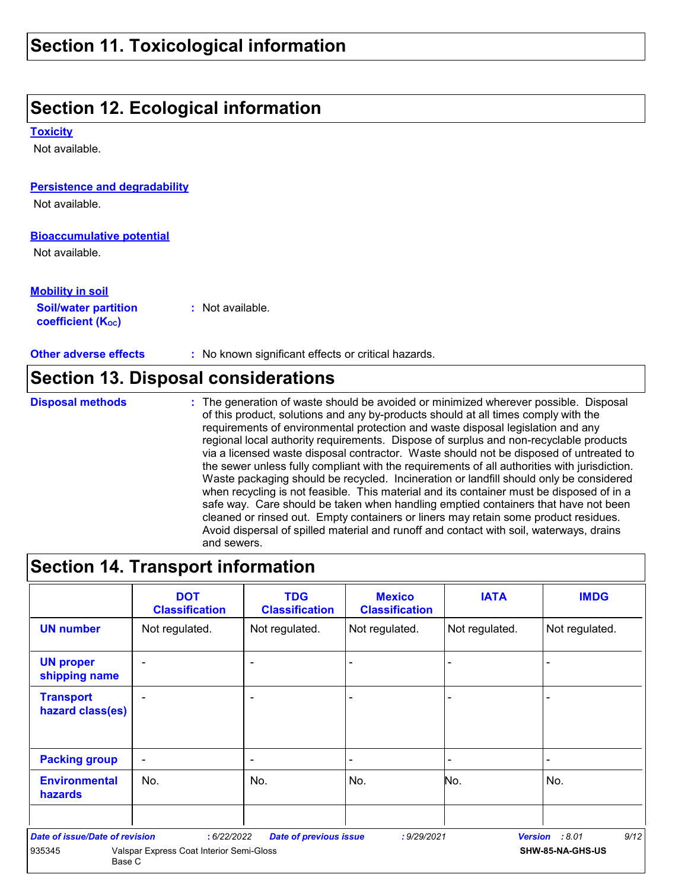## Section 11. Toxicological information

## Section 12. Ecological information

### Toxicity

Not available.

### Persistence and degradability

Not available.

### Bioaccumulative potential

Not available.

### Mobility in soil

**Soil/water partition coefficient ($K_{OC}$)** : Not available.

**Other adverse effects** : No known significant effects or critical hazards.

## Section 13. Disposal considerations

**Disposal methods** : The generation of waste should be avoided or minimized wherever possible. Disposal of this product, solutions and any by-products should at all times comply with the requirements of environmental protection and waste disposal legislation and any regional local authority requirements. Dispose of surplus and non-recyclable products via a licensed waste disposal contractor. Waste should not be disposed of untreated to the sewer unless fully compliant with the requirements of all authorities with jurisdiction. Waste packaging should be recycled. Incineration or landfill should only be considered when recycling is not feasible. This material and its container must be disposed of in a safe way. Care should be taken when handling emptied containers that have not been cleaned or rinsed out. Empty containers or liners may retain some product residues. Avoid dispersal of spilled material and runoff and contact with soil, waterways, drains and sewers.

## Section 14. Transport information

| | DOT Classification | TDG Classification | Mexico Classification | IATA | IMDG |
|---|---|---|---|---|---|
| **UN number** | Not regulated. | Not regulated. | Not regulated. | Not regulated. | Not regulated. |
| **UN proper shipping name** | - | - | - | - | - |
| **Transport hazard class(es)** | - | - | - | - | - |
| **Packing group** | - | - | - | - | - |
| **Environmental hazards** | No. | No. | No. | No. | No. |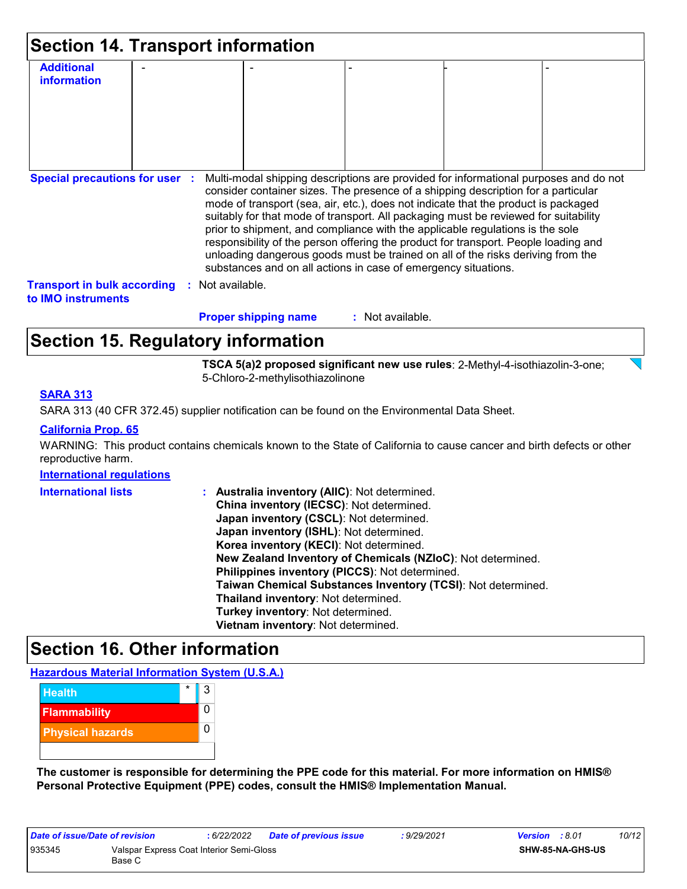## Section 14. Transport information

| Additional information | - | - | - | - | - |
|---|---|---|---|---|---|

**Special precautions for user** : Multi-modal shipping descriptions are provided for informational purposes and do not consider container sizes. The presence of a shipping description for a particular mode of transport (sea, air, etc.), does not indicate that the product is packaged suitably for that mode of transport. All packaging must be reviewed for suitability prior to shipment, and compliance with the applicable regulations is the sole responsibility of the person offering the product for transport. People loading and unloading dangerous goods must be trained on all of the risks deriving from the substances and on all actions in case of emergency situations.

**Transport in bulk according to IMO instruments** : Not available.

**Proper shipping name** : Not available.

## Section 15. Regulatory information

**TSCA 5(a)2 proposed significant new use rules**: 2-Methyl-4-isothiazolin-3-one; 5-Chloro-2-methylisothiazolinone

**SARA 313**

SARA 313 (40 CFR 372.45) supplier notification can be found on the Environmental Data Sheet.

**California Prop. 65**

WARNING: This product contains chemicals known to the State of California to cause cancer and birth defects or other reproductive harm.

**International regulations**

**International lists** :
**Australia inventory (AIIC)**: Not determined.
**China inventory (IECSC)**: Not determined.
**Japan inventory (CSCL)**: Not determined.
**Japan inventory (ISHL)**: Not determined.
**Korea inventory (KECI)**: Not determined.
**New Zealand Inventory of Chemicals (NZIoC)**: Not determined.
**Philippines inventory (PICCS)**: Not determined.
**Taiwan Chemical Substances Inventory (TCSI)**: Not determined.
**Thailand inventory**: Not determined.
**Turkey inventory**: Not determined.
**Vietnam inventory**: Not determined.

## Section 16. Other information

**Hazardous Material Information System (U.S.A.)**

| | | |
|---|---|---|
| Health | * | 3 |
| Flammability | | 0 |
| Physical hazards | | 0 |

**The customer is responsible for determining the PPE code for this material. For more information on HMIS® Personal Protective Equipment (PPE) codes, consult the HMIS® Implementation Manual.**

| *Date of issue/Date of revision* | *: 6/22/2022* | *Date of previous issue* | *: 9/29/2021* | *Version : 8.01* |
|---|---|---|---|---|
| 935345 | Valspar Express Coat Interior Semi-Gloss Base C | | | SHW-85-NA-GHS-US |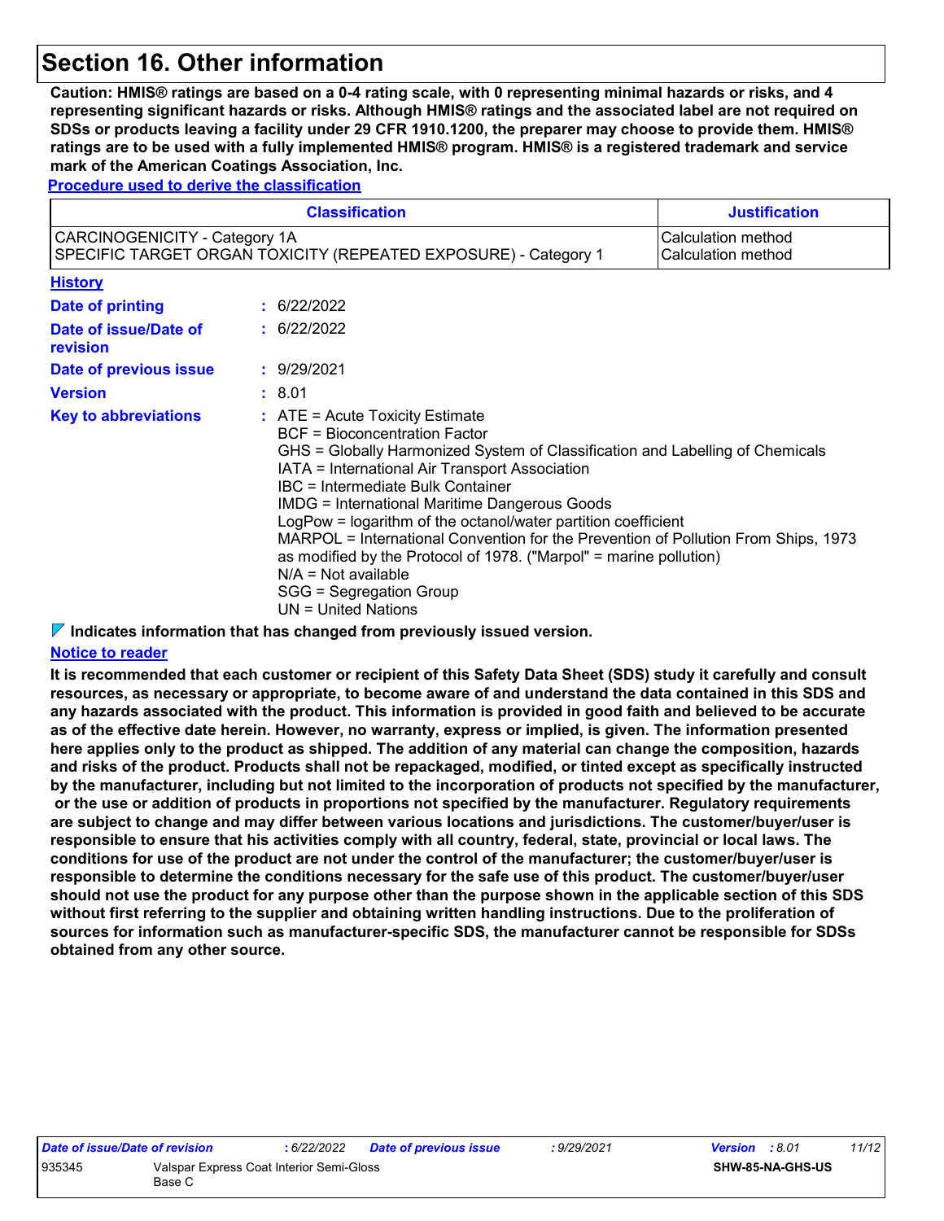# Section 16. Other information

**Caution: HMIS® ratings are based on a 0-4 rating scale, with 0 representing minimal hazards or risks, and 4 representing significant hazards or risks. Although HMIS® ratings and the associated label are not required on SDSs or products leaving a facility under 29 CFR 1910.1200, the preparer may choose to provide them. HMIS® ratings are to be used with a fully implemented HMIS® program. HMIS® is a registered trademark and service mark of the American Coatings Association, Inc.**

**Procedure used to derive the classification**

| Classification | Justification |
|---|---|
| CARCINOGENICITY - Category 1A<br>SPECIFIC TARGET ORGAN TOXICITY (REPEATED EXPOSURE) - Category 1 | Calculation method<br>Calculation method |

**History**

**Date of printing** : 6/22/2022

**Date of issue/Date of revision** : 6/22/2022

**Date of previous issue** : 9/29/2021

**Version** : 8.01

**Key to abbreviations** :
ATE = Acute Toxicity Estimate
BCF = Bioconcentration Factor
GHS = Globally Harmonized System of Classification and Labelling of Chemicals
IATA = International Air Transport Association
IBC = Intermediate Bulk Container
IMDG = International Maritime Dangerous Goods
LogPow = logarithm of the octanol/water partition coefficient
MARPOL = International Convention for the Prevention of Pollution From Ships, 1973 as modified by the Protocol of 1978. ("Marpol" = marine pollution)
N/A = Not available
SGG = Segregation Group
UN = United Nations

**Indicates information that has changed from previously issued version.**

**Notice to reader**

**It is recommended that each customer or recipient of this Safety Data Sheet (SDS) study it carefully and consult resources, as necessary or appropriate, to become aware of and understand the data contained in this SDS and any hazards associated with the product. This information is provided in good faith and believed to be accurate as of the effective date herein. However, no warranty, express or implied, is given. The information presented here applies only to the product as shipped. The addition of any material can change the composition, hazards and risks of the product. Products shall not be repackaged, modified, or tinted except as specifically instructed by the manufacturer, including but not limited to the incorporation of products not specified by the manufacturer, or the use or addition of products in proportions not specified by the manufacturer. Regulatory requirements are subject to change and may differ between various locations and jurisdictions. The customer/buyer/user is responsible to ensure that his activities comply with all country, federal, state, provincial or local laws. The conditions for use of the product are not under the control of the manufacturer; the customer/buyer/user is responsible to determine the conditions necessary for the safe use of this product. The customer/buyer/user should not use the product for any purpose other than the purpose shown in the applicable section of this SDS without first referring to the supplier and obtaining written handling instructions. Due to the proliferation of sources for information such as manufacturer-specific SDS, the manufacturer cannot be responsible for SDSs obtained from any other source.**